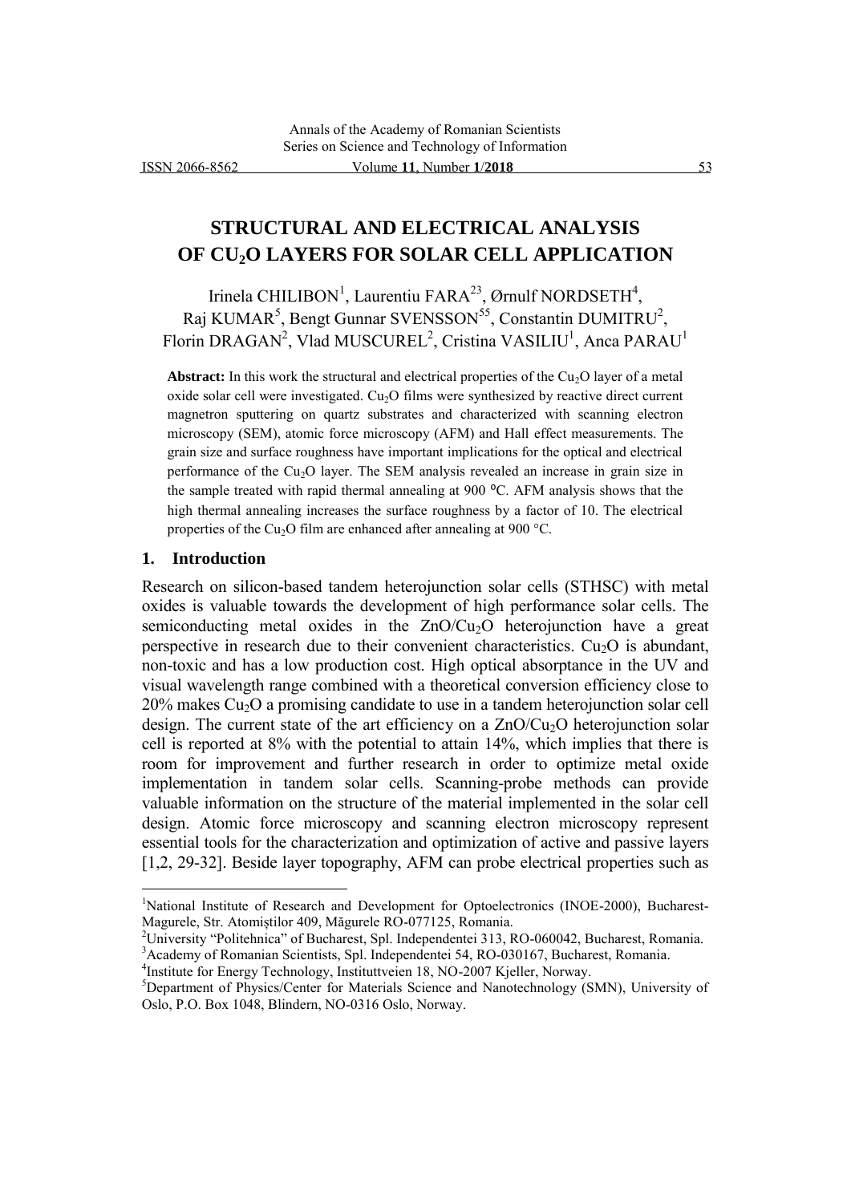# STRUCTURAL AND ELECTRICAL ANALYSIS OF $CU_2O$ LAYERS FOR SOLAR CELL APPLICATION

Irinela CHILIBON[1], Laurentiu FARA[23], Ørnulf NORDSETH[4], Raj KUMAR[5], Bengt Gunnar SVENSSON[55], Constantin DUMITRU[2], Florin DRAGAN[2], Vlad MUSCUREL[2], Cristina VASILIU[1], Anca PARAU[1]

**Abstract:** In this work the structural and electrical properties of the $Cu_2O$ layer of a metal oxide solar cell were investigated. $Cu_2O$ films were synthesized by reactive direct current magnetron sputtering on quartz substrates and characterized with scanning electron microscopy (SEM), atomic force microscopy (AFM) and Hall effect measurements. The grain size and surface roughness have important implications for the optical and electrical performance of the $Cu_2O$ layer. The SEM analysis revealed an increase in grain size in the sample treated with rapid thermal annealing at 900 ⁰C. AFM analysis shows that the high thermal annealing increases the surface roughness by a factor of 10. The electrical properties of the $Cu_2O$ film are enhanced after annealing at 900 °C.

## 1. Introduction

Research on silicon-based tandem heterojunction solar cells (STHSC) with metal oxides is valuable towards the development of high performance solar cells. The semiconducting metal oxides in the $ZnO/Cu_2O$ heterojunction have a great perspective in research due to their convenient characteristics. $Cu_2O$ is abundant, non-toxic and has a low production cost. High optical absorptance in the UV and visual wavelength range combined with a theoretical conversion efficiency close to 20% makes $Cu_2O$ a promising candidate to use in a tandem heterojunction solar cell design. The current state of the art efficiency on a $ZnO/Cu_2O$ heterojunction solar cell is reported at 8% with the potential to attain 14%, which implies that there is room for improvement and further research in order to optimize metal oxide implementation in tandem solar cells. Scanning-probe methods can provide valuable information on the structure of the material implemented in the solar cell design. Atomic force microscopy and scanning electron microscopy represent essential tools for the characterization and optimization of active and passive layers [1,2, 29-32]. Beside layer topography, AFM can probe electrical properties such as

---

[1]National Institute of Research and Development for Optoelectronics (INOE-2000), Bucharest-Magurele, Str. Atomiștilor 409, Măgurele RO-077125, Romania.

[2]University "Politehnica" of Bucharest, Spl. Independentei 313, RO-060042, Bucharest, Romania.

[3]Academy of Romanian Scientists, Spl. Independentei 54, RO-030167, Bucharest, Romania.

[4]Institute for Energy Technology, Instituttveien 18, NO-2007 Kjeller, Norway.

[5]Department of Physics/Center for Materials Science and Nanotechnology (SMN), University of Oslo, P.O. Box 1048, Blindern, NO-0316 Oslo, Norway.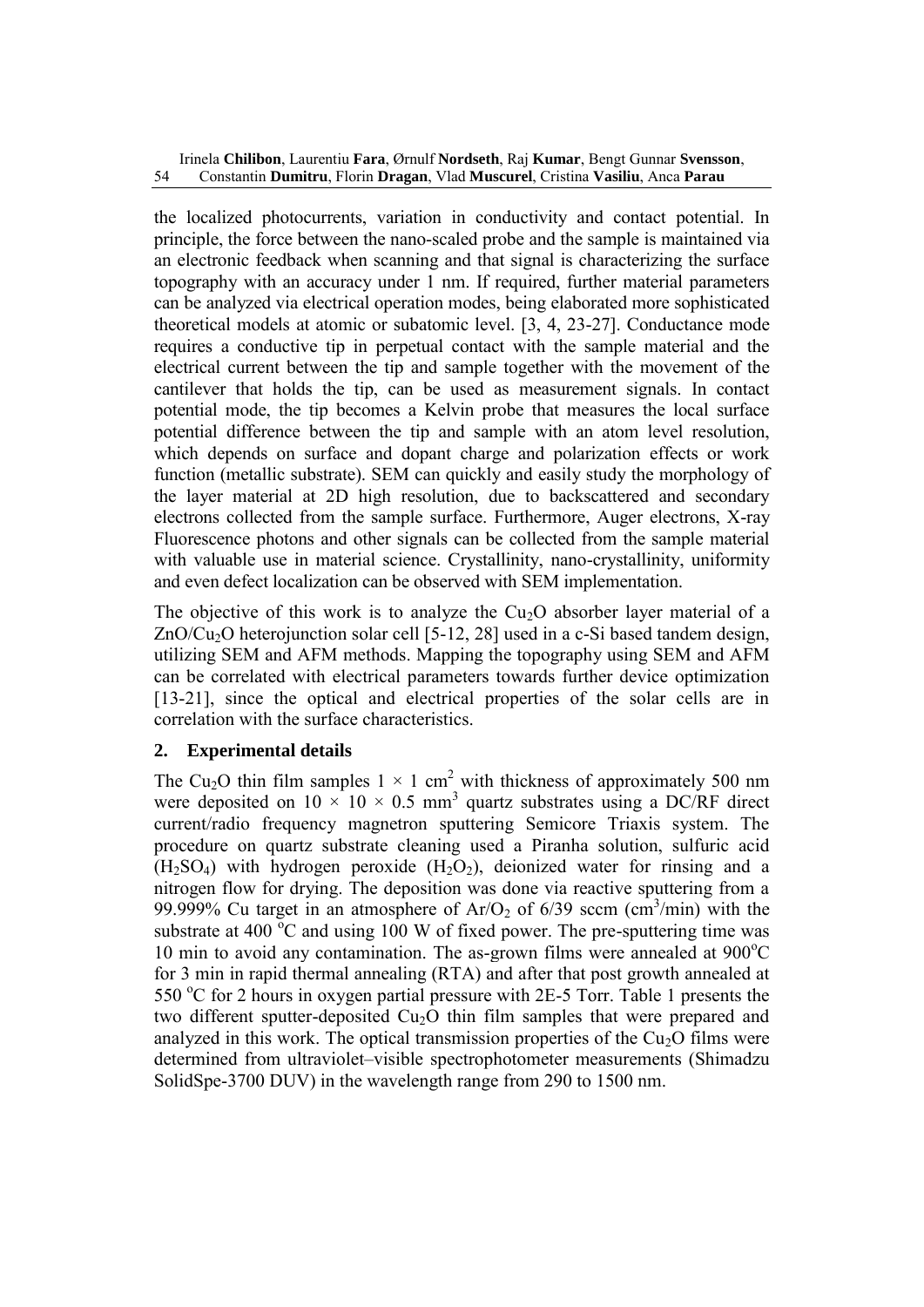the localized photocurrents, variation in conductivity and contact potential. In principle, the force between the nano-scaled probe and the sample is maintained via an electronic feedback when scanning and that signal is characterizing the surface topography with an accuracy under 1 nm. If required, further material parameters can be analyzed via electrical operation modes, being elaborated more sophisticated theoretical models at atomic or subatomic level. [3, 4, 23-27]. Conductance mode requires a conductive tip in perpetual contact with the sample material and the electrical current between the tip and sample together with the movement of the cantilever that holds the tip, can be used as measurement signals. In contact potential mode, the tip becomes a Kelvin probe that measures the local surface potential difference between the tip and sample with an atom level resolution, which depends on surface and dopant charge and polarization effects or work function (metallic substrate). SEM can quickly and easily study the morphology of the layer material at 2D high resolution, due to backscattered and secondary electrons collected from the sample surface. Furthermore, Auger electrons, X-ray Fluorescence photons and other signals can be collected from the sample material with valuable use in material science. Crystallinity, nano-crystallinity, uniformity and even defect localization can be observed with SEM implementation.

The objective of this work is to analyze the $Cu_2O$ absorber layer material of a $ZnO/Cu_2O$ heterojunction solar cell [5-12, 28] used in a c-Si based tandem design, utilizing SEM and AFM methods. Mapping the topography using SEM and AFM can be correlated with electrical parameters towards further device optimization [13-21], since the optical and electrical properties of the solar cells are in correlation with the surface characteristics.

## 2. Experimental details

The $Cu_2O$ thin film samples $1 \times 1$ cm$^2$ with thickness of approximately 500 nm were deposited on $10 \times 10 \times 0.5$ mm$^3$ quartz substrates using a DC/RF direct current/radio frequency magnetron sputtering Semicore Triaxis system. The procedure on quartz substrate cleaning used a Piranha solution, sulfuric acid ($H_2SO_4$) with hydrogen peroxide ($H_2O_2$), deionized water for rinsing and a nitrogen flow for drying. The deposition was done via reactive sputtering from a 99.999% Cu target in an atmosphere of $Ar/O_2$ of 6/39 sccm (cm$^3$/min) with the substrate at 400 $^o$C and using 100 W of fixed power. The pre-sputtering time was 10 min to avoid any contamination. The as-grown films were annealed at 900$^o$C for 3 min in rapid thermal annealing (RTA) and after that post growth annealed at 550 $^o$C for 2 hours in oxygen partial pressure with 2E-5 Torr. Table 1 presents the two different sputter-deposited $Cu_2O$ thin film samples that were prepared and analyzed in this work. The optical transmission properties of the $Cu_2O$ films were determined from ultraviolet–visible spectrophotometer measurements (Shimadzu SolidSpe-3700 DUV) in the wavelength range from 290 to 1500 nm.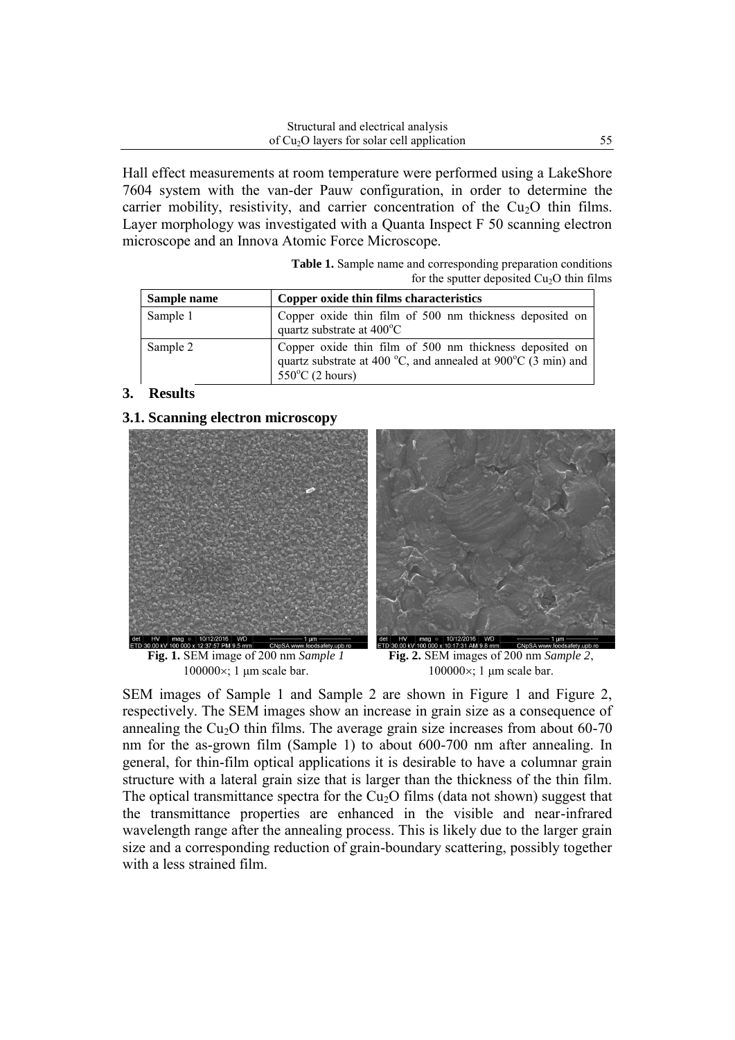Hall effect measurements at room temperature were performed using a LakeShore 7604 system with the van-der Pauw configuration, in order to determine the carrier mobility, resistivity, and carrier concentration of the $Cu_2O$ thin films. Layer morphology was investigated with a Quanta Inspect F 50 scanning electron microscope and an Innova Atomic Force Microscope.

**Table 1.** Sample name and corresponding preparation conditions for the sputter deposited $Cu_2O$ thin films

| Sample name | Copper oxide thin films characteristics |
|---|---|
| Sample 1 | Copper oxide thin film of 500 nm thickness deposited on quartz substrate at 400°C |
| Sample 2 | Copper oxide thin film of 500 nm thickness deposited on quartz substrate at 400 °C, and annealed at 900°C (3 min) and 550°C (2 hours) |

## 3. Results

### 3.1. Scanning electron microscopy

**Fig. 1.** SEM image of 200 nm *Sample 1* 100000×; 1 μm scale bar.

**Fig. 2.** SEM images of 200 nm *Sample 2*, 100000×; 1 μm scale bar.

SEM images of Sample 1 and Sample 2 are shown in Figure 1 and Figure 2, respectively. The SEM images show an increase in grain size as a consequence of annealing the $Cu_2O$ thin films. The average grain size increases from about 60-70 nm for the as-grown film (Sample 1) to about 600-700 nm after annealing. In general, for thin-film optical applications it is desirable to have a columnar grain structure with a lateral grain size that is larger than the thickness of the thin film. The optical transmittance spectra for the $Cu_2O$ films (data not shown) suggest that the transmittance properties are enhanced in the visible and near-infrared wavelength range after the annealing process. This is likely due to the larger grain size and a corresponding reduction of grain-boundary scattering, possibly together with a less strained film.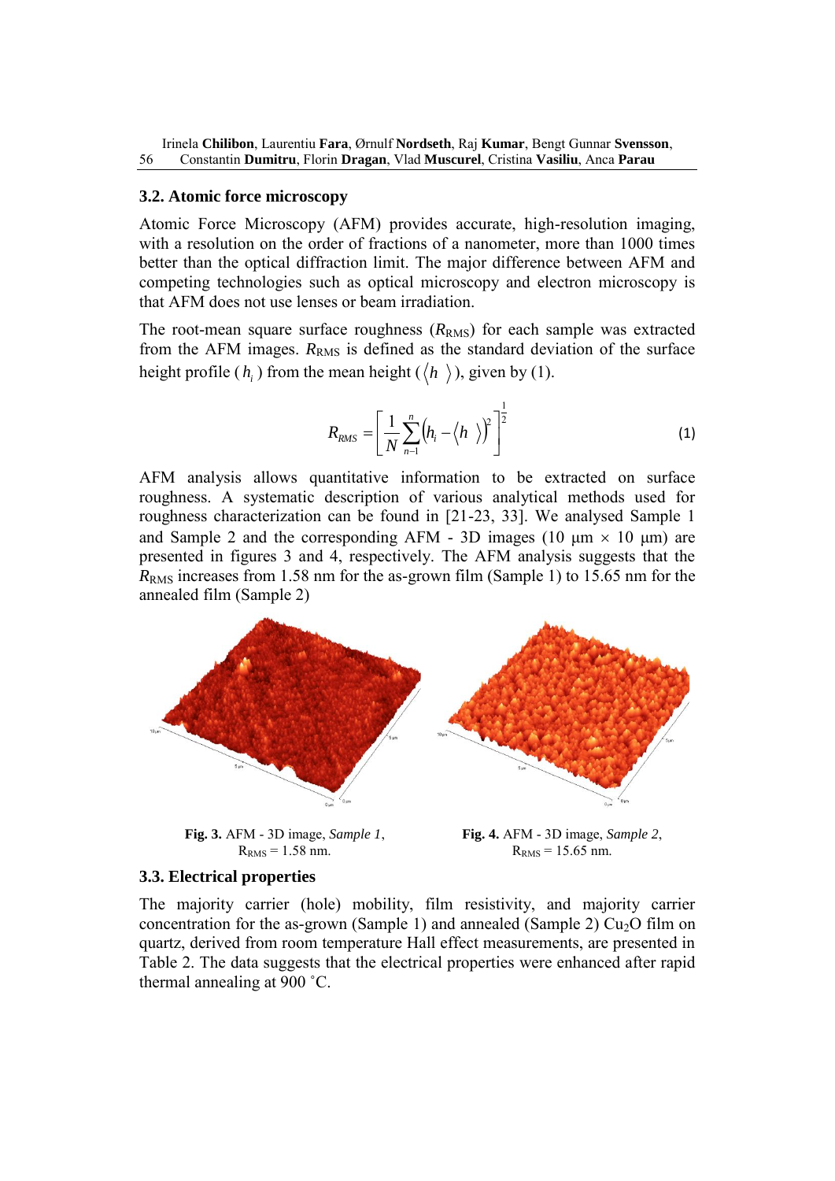### 3.2. Atomic force microscopy

Atomic Force Microscopy (AFM) provides accurate, high-resolution imaging, with a resolution on the order of fractions of a nanometer, more than 1000 times better than the optical diffraction limit. The major difference between AFM and competing technologies such as optical microscopy and electron microscopy is that AFM does not use lenses or beam irradiation.

The root-mean square surface roughness ($R_{RMS}$) for each sample was extracted from the AFM images. $R_{RMS}$ is defined as the standard deviation of the surface height profile ($h_i$) from the mean height ($\langle h \rangle$), given by (1).

$$R_{RMS} = \left[ \frac{1}{N} \sum_{n-1}^{n} \left( h_i - \langle h \rangle \right)^2 \right]^{\frac{1}{2}} \quad (1)$$

AFM analysis allows quantitative information to be extracted on surface roughness. A systematic description of various analytical methods used for roughness characterization can be found in [21-23, 33]. We analysed Sample 1 and Sample 2 and the corresponding AFM - 3D images (10 μm × 10 μm) are presented in figures 3 and 4, respectively. The AFM analysis suggests that the $R_{RMS}$ increases from 1.58 nm for the as-grown film (Sample 1) to 15.65 nm for the annealed film (Sample 2)

**Fig. 3.** AFM - 3D image, *Sample 1*, $R_{RMS}$ = 1.58 nm.

**Fig. 4.** AFM - 3D image, *Sample 2*, $R_{RMS}$ = 15.65 nm.

### 3.3. Electrical properties

The majority carrier (hole) mobility, film resistivity, and majority carrier concentration for the as-grown (Sample 1) and annealed (Sample 2) $Cu_2O$ film on quartz, derived from room temperature Hall effect measurements, are presented in Table 2. The data suggests that the electrical properties were enhanced after rapid thermal annealing at 900 ˚C.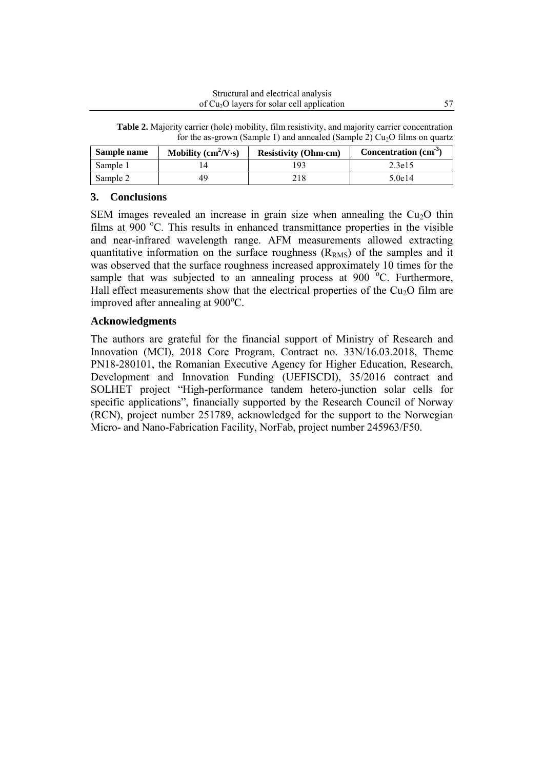**Table 2.** Majority carrier (hole) mobility, film resistivity, and majority carrier concentration for the as-grown (Sample 1) and annealed (Sample 2) $Cu_2O$ films on quartz

| Sample name | Mobility ($cm^2/V \cdot s$) | Resistivity (Ohm·cm) | Concentration ($cm^{-3}$) |
|---|---|---|---|
| Sample 1 | 14 | 193 | 2.3e15 |
| Sample 2 | 49 | 218 | 5.0e14 |

## 3. Conclusions

SEM images revealed an increase in grain size when annealing the $Cu_2O$ thin films at 900 °C. This results in enhanced transmittance properties in the visible and near-infrared wavelength range. AFM measurements allowed extracting quantitative information on the surface roughness ($R_{RMS}$) of the samples and it was observed that the surface roughness increased approximately 10 times for the sample that was subjected to an annealing process at 900 °C. Furthermore, Hall effect measurements show that the electrical properties of the $Cu_2O$ film are improved after annealing at 900°C.

## Acknowledgments

The authors are grateful for the financial support of Ministry of Research and Innovation (MCI), 2018 Core Program, Contract no. 33N/16.03.2018, Theme PN18-280101, the Romanian Executive Agency for Higher Education, Research, Development and Innovation Funding (UEFISCDI), 35/2016 contract and SOLHET project "High-performance tandem hetero-junction solar cells for specific applications", financially supported by the Research Council of Norway (RCN), project number 251789, acknowledged for the support to the Norwegian Micro- and Nano-Fabrication Facility, NorFab, project number 245963/F50.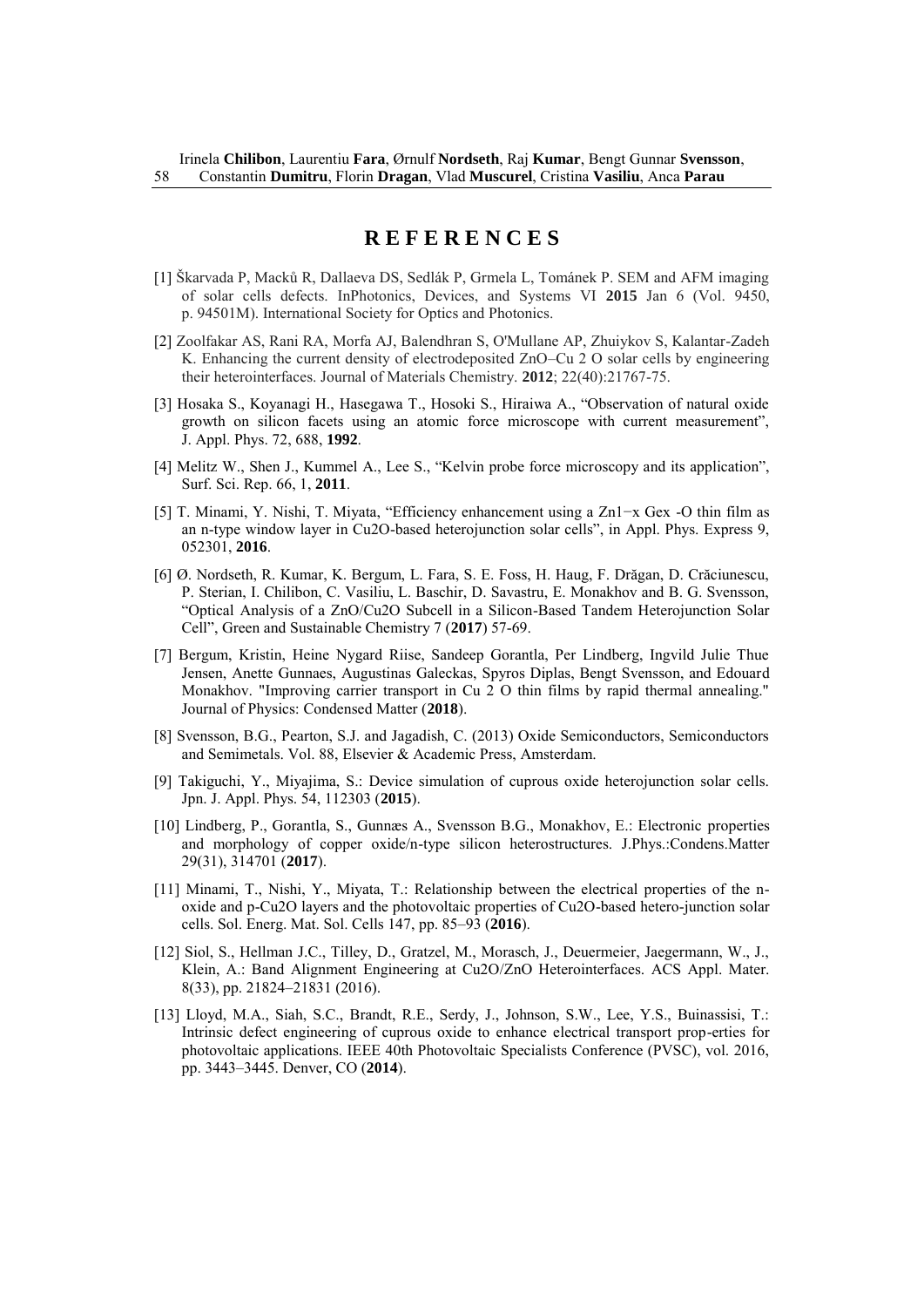## REFERENCES

[1] Škarvada P, Macků R, Dallaeva DS, Sedlák P, Grmela L, Tománek P. SEM and AFM imaging of solar cells defects. InPhotonics, Devices, and Systems VI **2015** Jan 6 (Vol. 9450, p. 94501M). International Society for Optics and Photonics.

[2] Zoolfakar AS, Rani RA, Morfa AJ, Balendhran S, O'Mullane AP, Zhuiykov S, Kalantar-Zadeh K. Enhancing the current density of electrodeposited ZnO–Cu 2 O solar cells by engineering their heterointerfaces. Journal of Materials Chemistry. **2012**; 22(40):21767-75.

[3] Hosaka S., Koyanagi H., Hasegawa T., Hosoki S., Hiraiwa A., "Observation of natural oxide growth on silicon facets using an atomic force microscope with current measurement", J. Appl. Phys. 72, 688, **1992**.

[4] Melitz W., Shen J., Kummel A., Lee S., "Kelvin probe force microscopy and its application", Surf. Sci. Rep. 66, 1, **2011**.

[5] T. Minami, Y. Nishi, T. Miyata, "Efficiency enhancement using a Zn1−x Gex -O thin film as an n-type window layer in Cu2O-based heterojunction solar cells", in Appl. Phys. Express 9, 052301, **2016**.

[6] Ø. Nordseth, R. Kumar, K. Bergum, L. Fara, S. E. Foss, H. Haug, F. Drăgan, D. Crăciunescu, P. Sterian, I. Chilibon, C. Vasiliu, L. Baschir, D. Savastru, E. Monakhov and B. G. Svensson, "Optical Analysis of a ZnO/Cu2O Subcell in a Silicon-Based Tandem Heterojunction Solar Cell", Green and Sustainable Chemistry 7 (**2017**) 57-69.

[7] Bergum, Kristin, Heine Nygard Riise, Sandeep Gorantla, Per Lindberg, Ingvild Julie Thue Jensen, Anette Gunnaes, Augustinas Galeckas, Spyros Diplas, Bengt Svensson, and Edouard Monakhov. "Improving carrier transport in Cu 2 O thin films by rapid thermal annealing." Journal of Physics: Condensed Matter (**2018**).

[8] Svensson, B.G., Pearton, S.J. and Jagadish, C. (2013) Oxide Semiconductors, Semiconductors and Semimetals. Vol. 88, Elsevier & Academic Press, Amsterdam.

[9] Takiguchi, Y., Miyajima, S.: Device simulation of cuprous oxide heterojunction solar cells. Jpn. J. Appl. Phys. 54, 112303 (**2015**).

[10] Lindberg, P., Gorantla, S., Gunnæs A., Svensson B.G., Monakhov, E.: Electronic properties and morphology of copper oxide/n-type silicon heterostructures. J.Phys.:Condens.Matter 29(31), 314701 (**2017**).

[11] Minami, T., Nishi, Y., Miyata, T.: Relationship between the electrical properties of the n-oxide and p-Cu2O layers and the photovoltaic properties of Cu2O-based hetero-junction solar cells. Sol. Energ. Mat. Sol. Cells 147, pp. 85–93 (**2016**).

[12] Siol, S., Hellman J.C., Tilley, D., Gratzel, M., Morasch, J., Deuermeier, Jaegermann, W., J., Klein, A.: Band Alignment Engineering at Cu2O/ZnO Heterointerfaces. ACS Appl. Mater. 8(33), pp. 21824–21831 (2016).

[13] Lloyd, M.A., Siah, S.C., Brandt, R.E., Serdy, J., Johnson, S.W., Lee, Y.S., Buinassisi, T.: Intrinsic defect engineering of cuprous oxide to enhance electrical transport prop-erties for photovoltaic applications. IEEE 40th Photovoltaic Specialists Conference (PVSC), vol. 2016, pp. 3443–3445. Denver, CO (**2014**).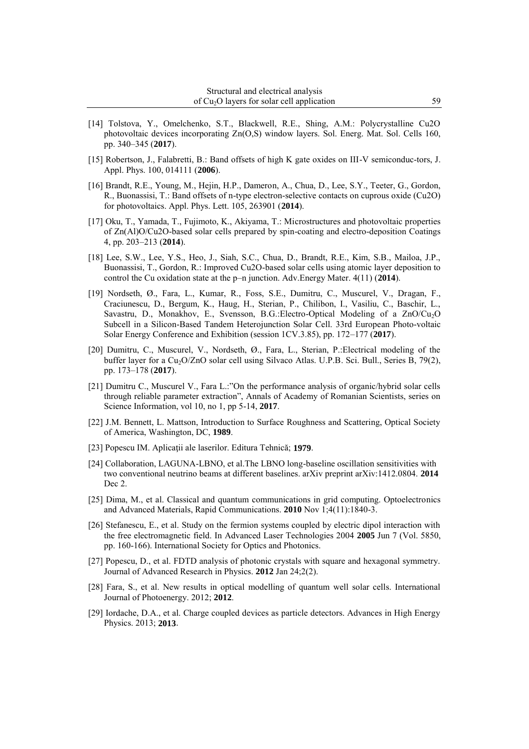[14] Tolstova, Y., Omelchenko, S.T., Blackwell, R.E., Shing, A.M.: Polycrystalline Cu2O photovoltaic devices incorporating Zn(O,S) window layers. Sol. Energ. Mat. Sol. Cells 160, pp. 340–345 (**2017**).

[15] Robertson, J., Falabretti, B.: Band offsets of high K gate oxides on III-V semiconduc-tors, J. Appl. Phys. 100, 014111 (**2006**).

[16] Brandt, R.E., Young, M., Hejin, H.P., Dameron, A., Chua, D., Lee, S.Y., Teeter, G., Gordon, R., Buonassisi, T.: Band offsets of n-type electron-selective contacts on cuprous oxide (Cu2O) for photovoltaics. Appl. Phys. Lett. 105, 263901 (**2014**).

[17] Oku, T., Yamada, T., Fujimoto, K., Akiyama, T.: Microstructures and photovoltaic properties of Zn(Al)O/Cu2O-based solar cells prepared by spin-coating and electro-deposition Coatings 4, pp. 203–213 (**2014**).

[18] Lee, S.W., Lee, Y.S., Heo, J., Siah, S.C., Chua, D., Brandt, R.E., Kim, S.B., Mailoa, J.P., Buonassisi, T., Gordon, R.: Improved Cu2O-based solar cells using atomic layer deposition to control the Cu oxidation state at the p–n junction. Adv.Energy Mater. 4(11) (**2014**).

[19] Nordseth, Ø., Fara, L., Kumar, R., Foss, S.E., Dumitru, C., Muscurel, V., Dragan, F., Craciunescu, D., Bergum, K., Haug, H., Sterian, P., Chilibon, I., Vasiliu, C., Baschir, L., Savastru, D., Monakhov, E., Svensson, B.G.:Electro-Optical Modeling of a ZnO/$Cu_2O$ Subcell in a Silicon-Based Tandem Heterojunction Solar Cell. 33rd European Photo-voltaic Solar Energy Conference and Exhibition (session 1CV.3.85), pp. 172–177 (**2017**).

[20] Dumitru, C., Muscurel, V., Nordseth, Ø., Fara, L., Sterian, P.:Electrical modeling of the buffer layer for a $Cu_2O$/ZnO solar cell using Silvaco Atlas. U.P.B. Sci. Bull., Series B, 79(2), pp. 173–178 (**2017**).

[21] Dumitru C., Muscurel V., Fara L.:"On the performance analysis of organic/hybrid solar cells through reliable parameter extraction", Annals of Academy of Romanian Scientists, series on Science Information, vol 10, no 1, pp 5-14, **2017**.

[22] J.M. Bennett, L. Mattson, Introduction to Surface Roughness and Scattering, Optical Society of America, Washington, DC, **1989**.

[23] Popescu IM. Aplicații ale laserilor. Editura Tehnică; **1979**.

[24] Collaboration, LAGUNA-LBNO, et al.The LBNO long-baseline oscillation sensitivities with two conventional neutrino beams at different baselines. arXiv preprint arXiv:1412.0804. **2014** Dec 2.

[25] Dima, M., et al. Classical and quantum communications in grid computing. Optoelectronics and Advanced Materials, Rapid Communications. **2010** Nov 1;4(11):1840-3.

[26] Stefanescu, E., et al. Study on the fermion systems coupled by electric dipol interaction with the free electromagnetic field. In Advanced Laser Technologies 2004 **2005** Jun 7 (Vol. 5850, pp. 160-166). International Society for Optics and Photonics.

[27] Popescu, D., et al. FDTD analysis of photonic crystals with square and hexagonal symmetry. Journal of Advanced Research in Physics. **2012** Jan 24;2(2).

[28] Fara, S., et al. New results in optical modelling of quantum well solar cells. International Journal of Photoenergy. 2012; **2012**.

[29] Iordache, D.A., et al. Charge coupled devices as particle detectors. Advances in High Energy Physics. 2013; **2013**.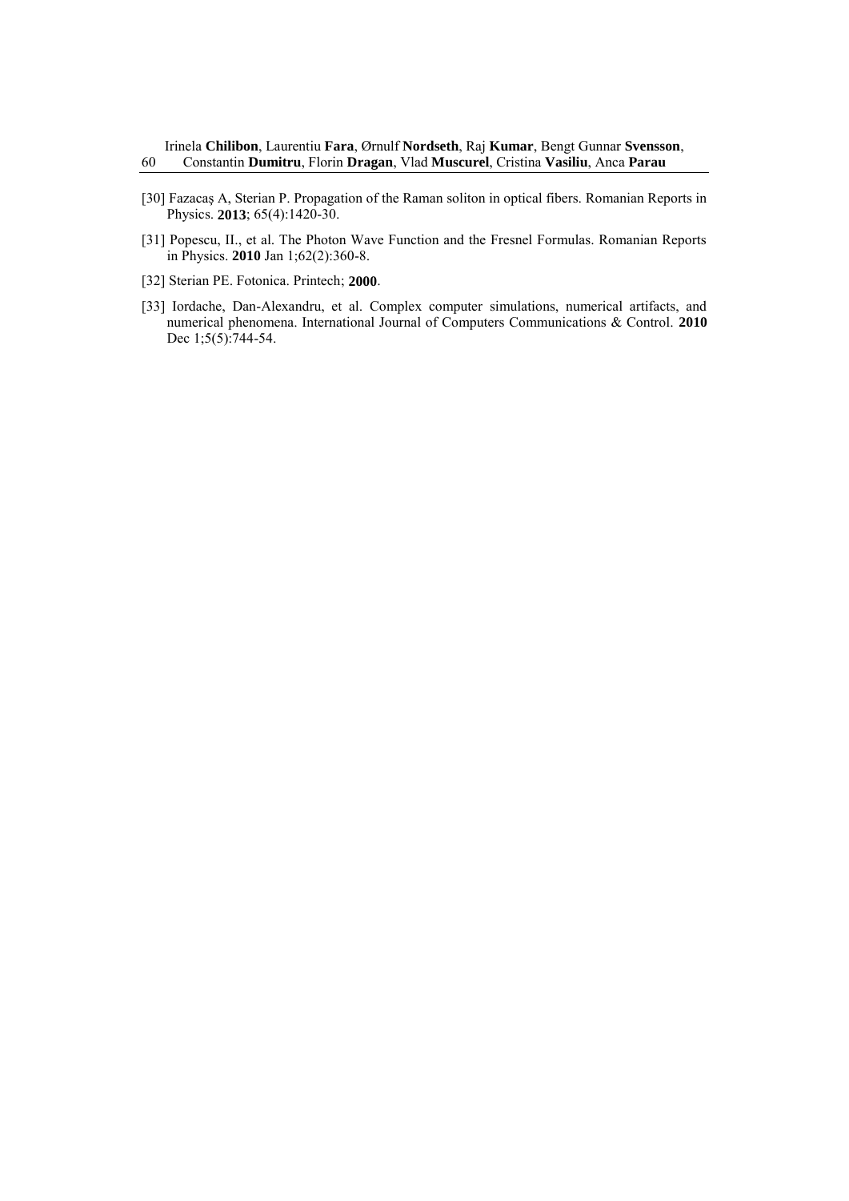[30] Fazacaş A, Sterian P. Propagation of the Raman soliton in optical fibers. Romanian Reports in Physics. **2013**; 65(4):1420-30.

[31] Popescu, II., et al. The Photon Wave Function and the Fresnel Formulas. Romanian Reports in Physics. **2010** Jan 1;62(2):360-8.

[32] Sterian PE. Fotonica. Printech; **2000**.

[33] Iordache, Dan-Alexandru, et al. Complex computer simulations, numerical artifacts, and numerical phenomena. International Journal of Computers Communications & Control. **2010** Dec 1;5(5):744-54.